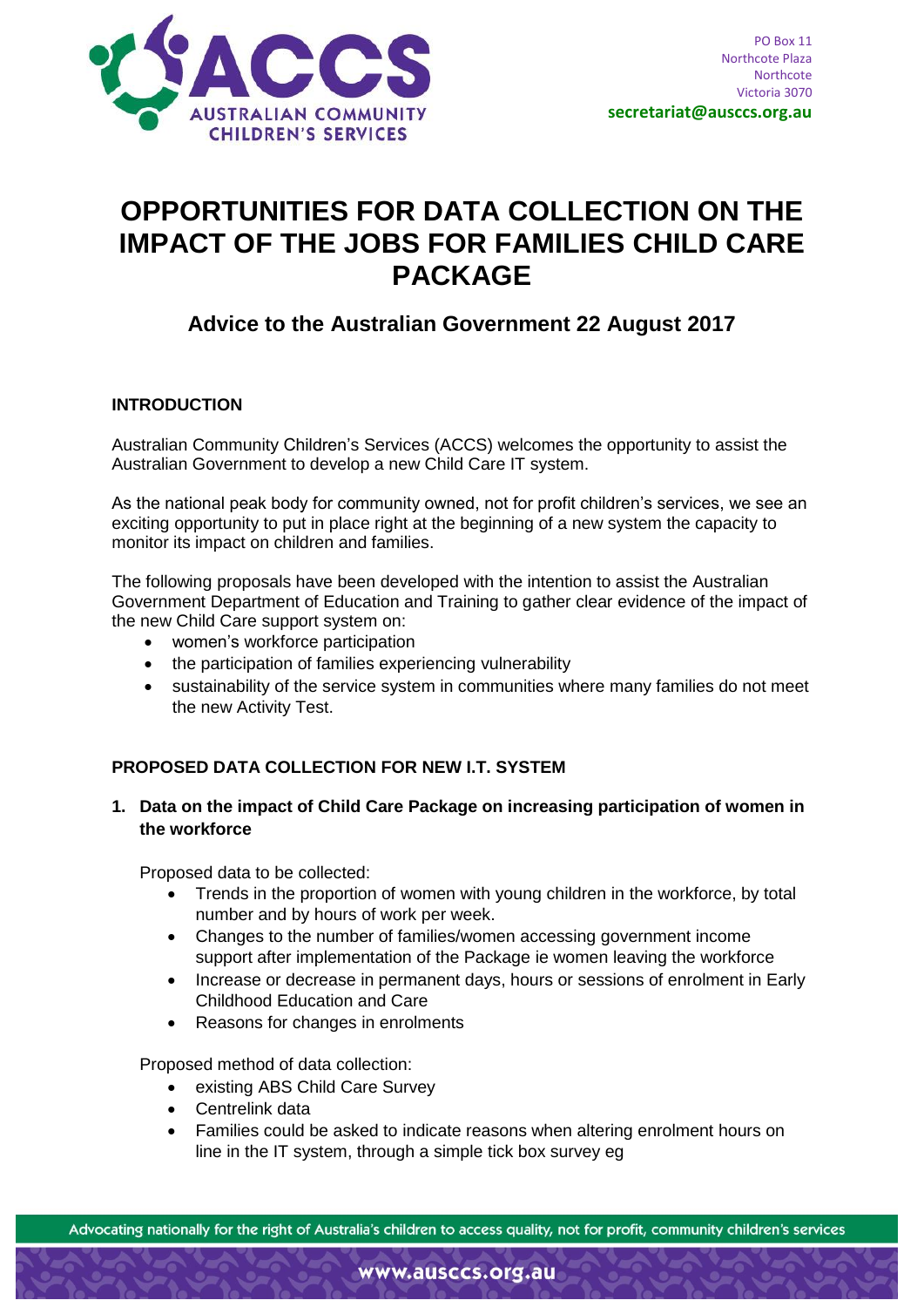PO Box 11
Northcote Plaza
Northcote
Victoria 3070
secretariat@ausccs.org.au

# OPPORTUNITIES FOR DATA COLLECTION ON THE IMPACT OF THE JOBS FOR FAMILIES CHILD CARE PACKAGE

## Advice to the Australian Government 22 August 2017

### INTRODUCTION

Australian Community Children's Services (ACCS) welcomes the opportunity to assist the Australian Government to develop a new Child Care IT system.

As the national peak body for community owned, not for profit children's services, we see an exciting opportunity to put in place right at the beginning of a new system the capacity to monitor its impact on children and families.

The following proposals have been developed with the intention to assist the Australian Government Department of Education and Training to gather clear evidence of the impact of the new Child Care support system on:

- women's workforce participation
- the participation of families experiencing vulnerability
- sustainability of the service system in communities where many families do not meet the new Activity Test.

### PROPOSED DATA COLLECTION FOR NEW I.T. SYSTEM

1. **Data on the impact of Child Care Package on increasing participation of women in the workforce**

   Proposed data to be collected:
   - Trends in the proportion of women with young children in the workforce, by total number and by hours of work per week.
   - Changes to the number of families/women accessing government income support after implementation of the Package ie women leaving the workforce
   - Increase or decrease in permanent days, hours or sessions of enrolment in Early Childhood Education and Care
   - Reasons for changes in enrolments

   Proposed method of data collection:
   - existing ABS Child Care Survey
   - Centrelink data
   - Families could be asked to indicate reasons when altering enrolment hours on line in the IT system, through a simple tick box survey eg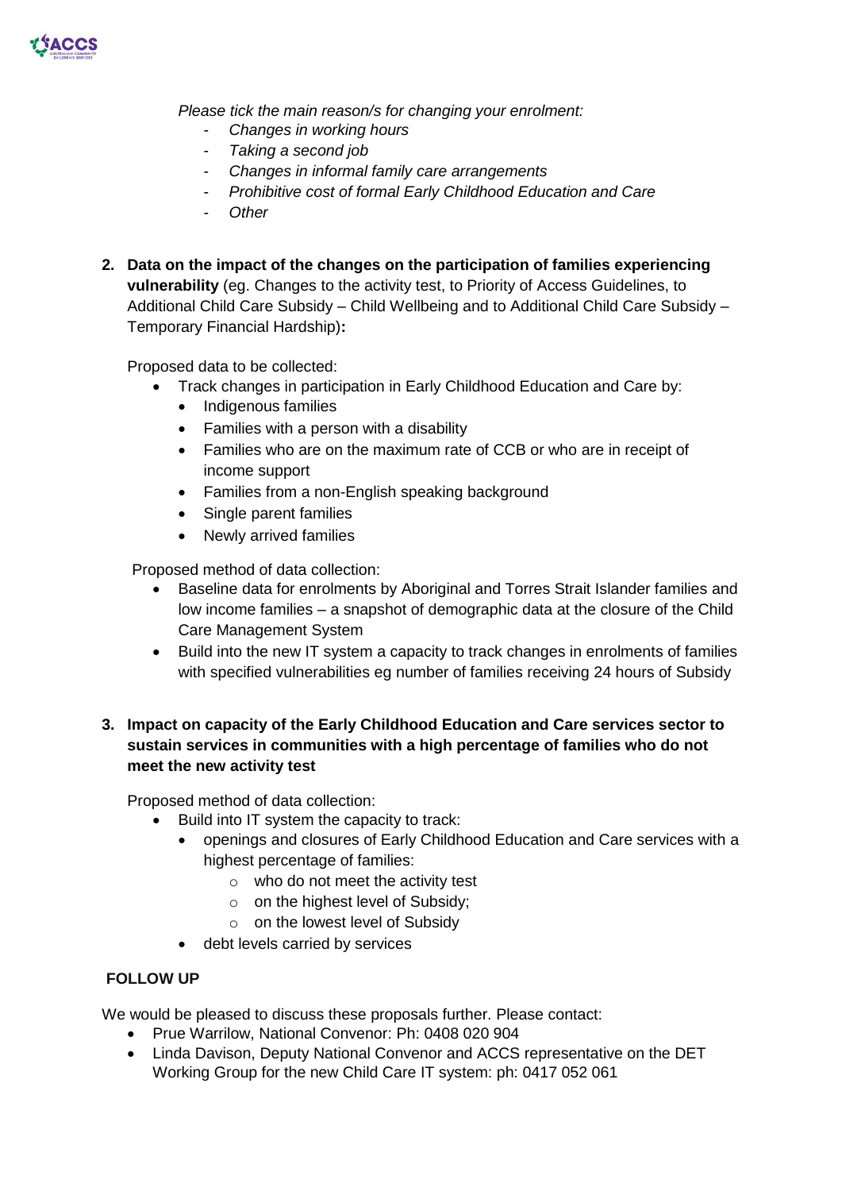*Please tick the main reason/s for changing your enrolment:*

- *Changes in working hours*
- *Taking a second job*
- *Changes in informal family care arrangements*
- *Prohibitive cost of formal Early Childhood Education and Care*
- *Other*

2. **Data on the impact of the changes on the participation of families experiencing vulnerability** (eg. Changes to the activity test, to Priority of Access Guidelines, to Additional Child Care Subsidy – Child Wellbeing and to Additional Child Care Subsidy – Temporary Financial Hardship)**:**

   Proposed data to be collected:

   - Track changes in participation in Early Childhood Education and Care by:
     - Indigenous families
     - Families with a person with a disability
     - Families who are on the maximum rate of CCB or who are in receipt of income support
     - Families from a non-English speaking background
     - Single parent families
     - Newly arrived families

   Proposed method of data collection:

   - Baseline data for enrolments by Aboriginal and Torres Strait Islander families and low income families – a snapshot of demographic data at the closure of the Child Care Management System
   - Build into the new IT system a capacity to track changes in enrolments of families with specified vulnerabilities eg number of families receiving 24 hours of Subsidy

3. **Impact on capacity of the Early Childhood Education and Care services sector to sustain services in communities with a high percentage of families who do not meet the new activity test**

   Proposed method of data collection:

   - Build into IT system the capacity to track:
     - openings and closures of Early Childhood Education and Care services with a highest percentage of families:
       - who do not meet the activity test
       - on the highest level of Subsidy;
       - on the lowest level of Subsidy
     - debt levels carried by services

## FOLLOW UP

We would be pleased to discuss these proposals further. Please contact:

- Prue Warrilow, National Convenor: Ph: 0408 020 904
- Linda Davison, Deputy National Convenor and ACCS representative on the DET Working Group for the new Child Care IT system: ph: 0417 052 061